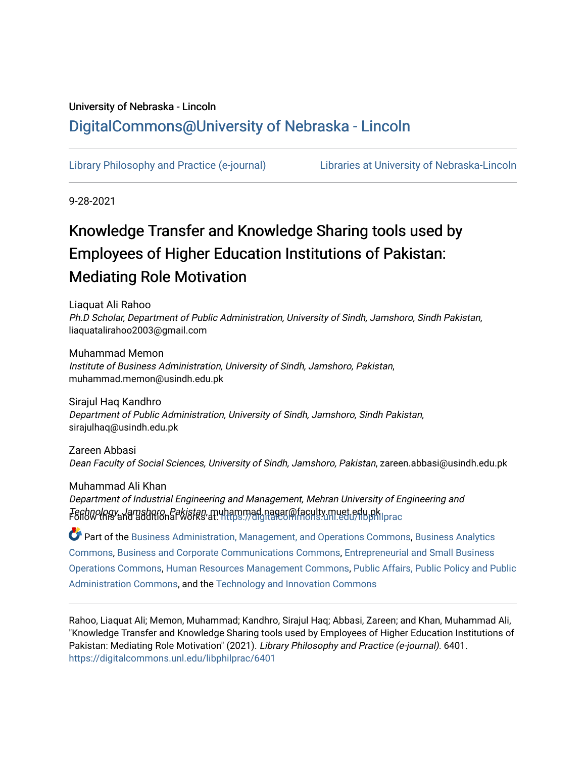University of Nebraska - Lincoln

DigitalCommons@University of Nebraska - Lincoln

Library Philosophy and Practice (e-journal)

Libraries at University of Nebraska-Lincoln

9-28-2021

# Knowledge Transfer and Knowledge Sharing tools used by Employees of Higher Education Institutions of Pakistan: Mediating Role Motivation

Liaquat Ali Rahoo
*Ph.D Scholar, Department of Public Administration, University of Sindh, Jamshoro, Sindh Pakistan*, liaquatalirahoo2003@gmail.com

Muhammad Memon
*Institute of Business Administration, University of Sindh, Jamshoro, Pakistan*, muhammad.memon@usindh.edu.pk

Sirajul Haq Kandhro
*Department of Public Administration, University of Sindh, Jamshoro, Sindh Pakistan*, sirajulhaq@usindh.edu.pk

Zareen Abbasi
*Dean Faculty of Social Sciences, University of Sindh, Jamshoro, Pakistan*, zareen.abbasi@usindh.edu.pk

Muhammad Ali Khan
*Department of Industrial Engineering and Management, Mehran University of Engineering and Technology, Jamshoro, Pakistan*, muhammad.nagar@faculty.muet.edu.pk

Follow this and additional works at: https://digitalcommons.unl.edu/libphilprac

Part of the Business Administration, Management, and Operations Commons, Business Analytics Commons, Business and Corporate Communications Commons, Entrepreneurial and Small Business Operations Commons, Human Resources Management Commons, Public Affairs, Public Policy and Public Administration Commons, and the Technology and Innovation Commons

---

Rahoo, Liaquat Ali; Memon, Muhammad; Kandhro, Sirajul Haq; Abbasi, Zareen; and Khan, Muhammad Ali, "Knowledge Transfer and Knowledge Sharing tools used by Employees of Higher Education Institutions of Pakistan: Mediating Role Motivation" (2021). *Library Philosophy and Practice (e-journal)*. 6401.
https://digitalcommons.unl.edu/libphilprac/6401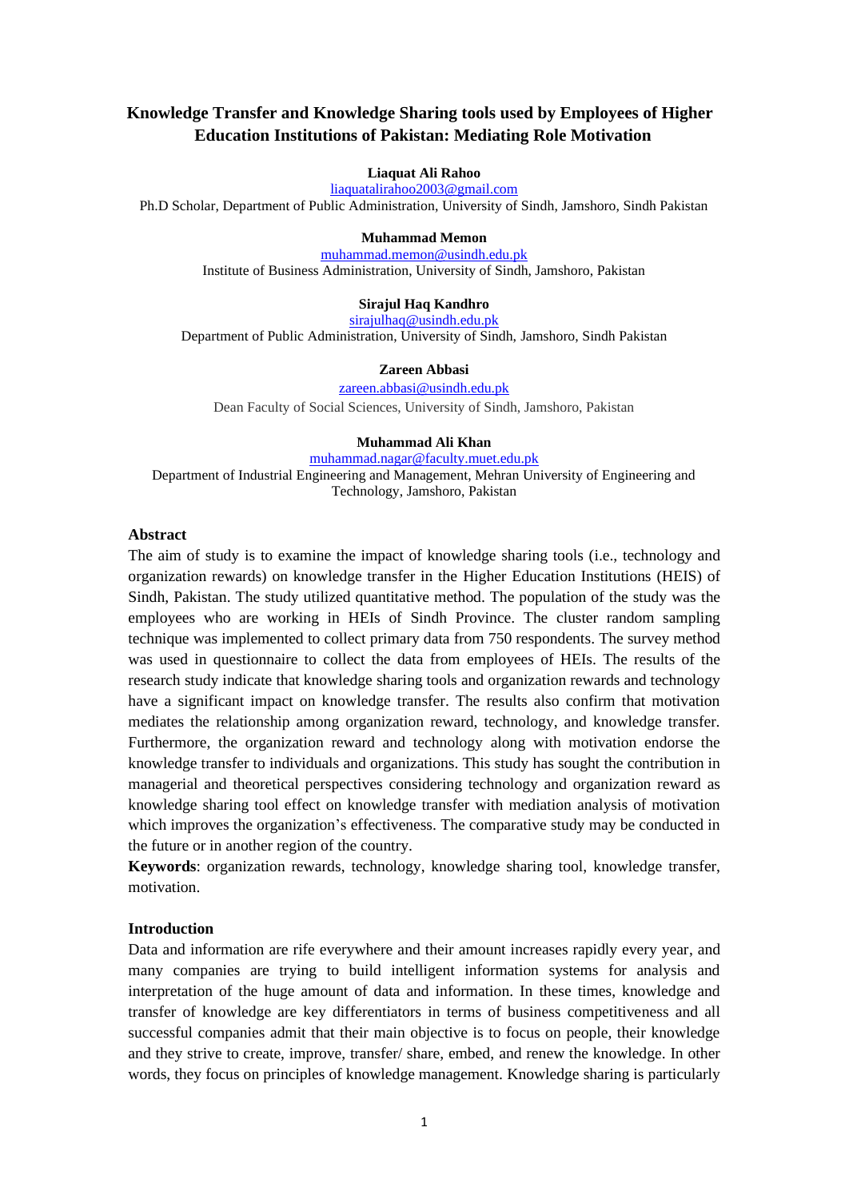# Knowledge Transfer and Knowledge Sharing tools used by Employees of Higher Education Institutions of Pakistan: Mediating Role Motivation

**Liaquat Ali Rahoo**
liaquatalirahoo2003@gmail.com
Ph.D Scholar, Department of Public Administration, University of Sindh, Jamshoro, Sindh Pakistan

**Muhammad Memon**
muhammad.memon@usindh.edu.pk
Institute of Business Administration, University of Sindh, Jamshoro, Pakistan

**Sirajul Haq Kandhro**
sirajulhaq@usindh.edu.pk
Department of Public Administration, University of Sindh, Jamshoro, Sindh Pakistan

**Zareen Abbasi**
zareen.abbasi@usindh.edu.pk
Dean Faculty of Social Sciences, University of Sindh, Jamshoro, Pakistan

**Muhammad Ali Khan**
muhammad.nagar@faculty.muet.edu.pk
Department of Industrial Engineering and Management, Mehran University of Engineering and Technology, Jamshoro, Pakistan

## Abstract

The aim of study is to examine the impact of knowledge sharing tools (i.e., technology and organization rewards) on knowledge transfer in the Higher Education Institutions (HEIS) of Sindh, Pakistan. The study utilized quantitative method. The population of the study was the employees who are working in HEIs of Sindh Province. The cluster random sampling technique was implemented to collect primary data from 750 respondents. The survey method was used in questionnaire to collect the data from employees of HEIs. The results of the research study indicate that knowledge sharing tools and organization rewards and technology have a significant impact on knowledge transfer. The results also confirm that motivation mediates the relationship among organization reward, technology, and knowledge transfer. Furthermore, the organization reward and technology along with motivation endorse the knowledge transfer to individuals and organizations. This study has sought the contribution in managerial and theoretical perspectives considering technology and organization reward as knowledge sharing tool effect on knowledge transfer with mediation analysis of motivation which improves the organization's effectiveness. The comparative study may be conducted in the future or in another region of the country.

**Keywords**: organization rewards, technology, knowledge sharing tool, knowledge transfer, motivation.

## Introduction

Data and information are rife everywhere and their amount increases rapidly every year, and many companies are trying to build intelligent information systems for analysis and interpretation of the huge amount of data and information. In these times, knowledge and transfer of knowledge are key differentiators in terms of business competitiveness and all successful companies admit that their main objective is to focus on people, their knowledge and they strive to create, improve, transfer/ share, embed, and renew the knowledge. In other words, they focus on principles of knowledge management. Knowledge sharing is particularly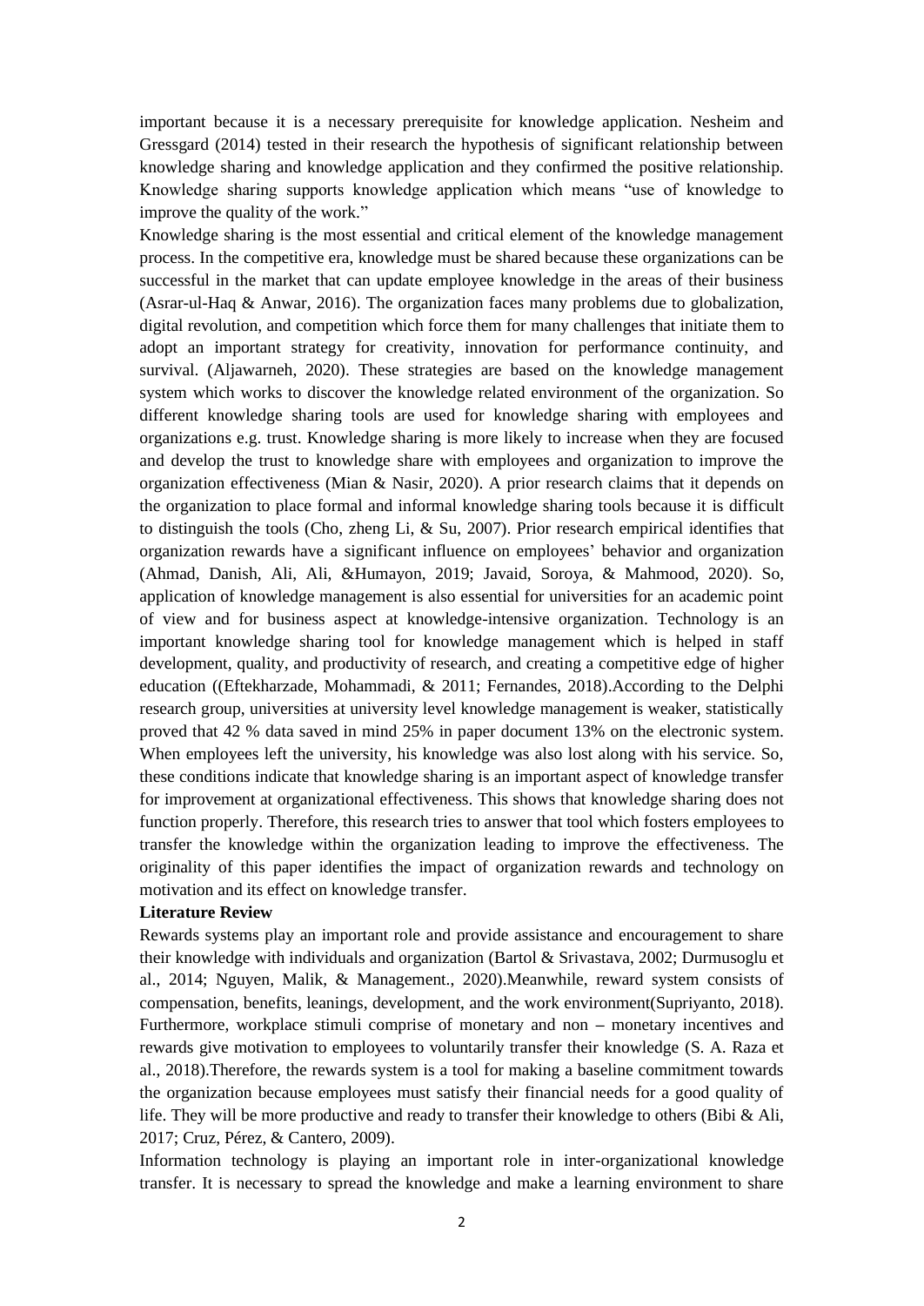important because it is a necessary prerequisite for knowledge application. Nesheim and Gressgard (2014) tested in their research the hypothesis of significant relationship between knowledge sharing and knowledge application and they confirmed the positive relationship. Knowledge sharing supports knowledge application which means "use of knowledge to improve the quality of the work."

Knowledge sharing is the most essential and critical element of the knowledge management process. In the competitive era, knowledge must be shared because these organizations can be successful in the market that can update employee knowledge in the areas of their business (Asrar-ul-Haq & Anwar, 2016). The organization faces many problems due to globalization, digital revolution, and competition which force them for many challenges that initiate them to adopt an important strategy for creativity, innovation for performance continuity, and survival. (Aljawarneh, 2020). These strategies are based on the knowledge management system which works to discover the knowledge related environment of the organization. So different knowledge sharing tools are used for knowledge sharing with employees and organizations e.g. trust. Knowledge sharing is more likely to increase when they are focused and develop the trust to knowledge share with employees and organization to improve the organization effectiveness (Mian & Nasir, 2020). A prior research claims that it depends on the organization to place formal and informal knowledge sharing tools because it is difficult to distinguish the tools (Cho, zheng Li, & Su, 2007). Prior research empirical identifies that organization rewards have a significant influence on employees' behavior and organization (Ahmad, Danish, Ali, Ali, &Humayon, 2019; Javaid, Soroya, & Mahmood, 2020). So, application of knowledge management is also essential for universities for an academic point of view and for business aspect at knowledge-intensive organization. Technology is an important knowledge sharing tool for knowledge management which is helped in staff development, quality, and productivity of research, and creating a competitive edge of higher education ((Eftekharzade, Mohammadi, & 2011; Fernandes, 2018).According to the Delphi research group, universities at university level knowledge management is weaker, statistically proved that 42 % data saved in mind 25% in paper document 13% on the electronic system. When employees left the university, his knowledge was also lost along with his service. So, these conditions indicate that knowledge sharing is an important aspect of knowledge transfer for improvement at organizational effectiveness. This shows that knowledge sharing does not function properly. Therefore, this research tries to answer that tool which fosters employees to transfer the knowledge within the organization leading to improve the effectiveness. The originality of this paper identifies the impact of organization rewards and technology on motivation and its effect on knowledge transfer.

**Literature Review**

Rewards systems play an important role and provide assistance and encouragement to share their knowledge with individuals and organization (Bartol & Srivastava, 2002; Durmusoglu et al., 2014; Nguyen, Malik, & Management., 2020).Meanwhile, reward system consists of compensation, benefits, leanings, development, and the work environment(Supriyanto, 2018). Furthermore, workplace stimuli comprise of monetary and non – monetary incentives and rewards give motivation to employees to voluntarily transfer their knowledge (S. A. Raza et al., 2018).Therefore, the rewards system is a tool for making a baseline commitment towards the organization because employees must satisfy their financial needs for a good quality of life. They will be more productive and ready to transfer their knowledge to others (Bibi & Ali, 2017; Cruz, Pérez, & Cantero, 2009).

Information technology is playing an important role in inter-organizational knowledge transfer. It is necessary to spread the knowledge and make a learning environment to share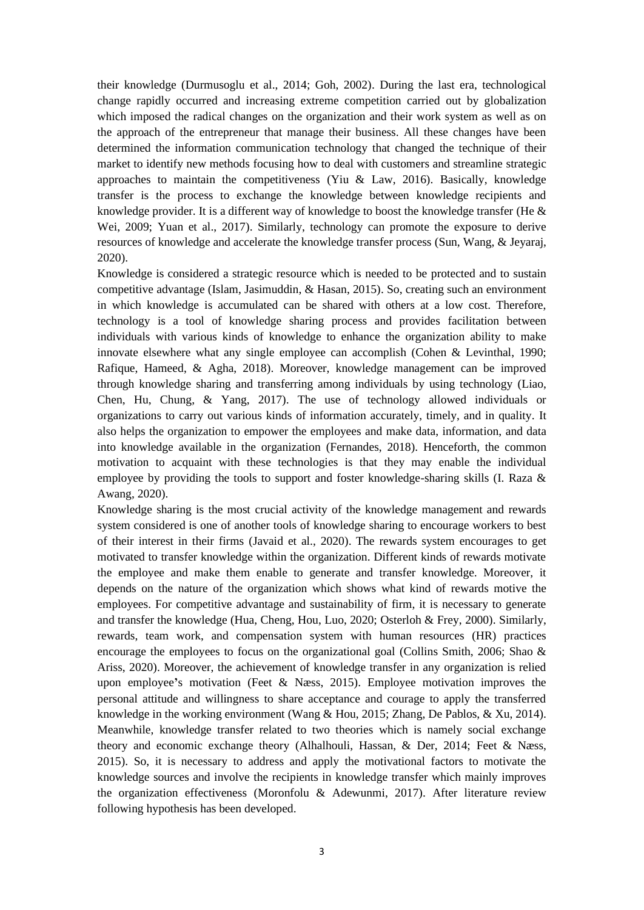their knowledge (Durmusoglu et al., 2014; Goh, 2002). During the last era, technological change rapidly occurred and increasing extreme competition carried out by globalization which imposed the radical changes on the organization and their work system as well as on the approach of the entrepreneur that manage their business. All these changes have been determined the information communication technology that changed the technique of their market to identify new methods focusing how to deal with customers and streamline strategic approaches to maintain the competitiveness (Yiu & Law, 2016). Basically, knowledge transfer is the process to exchange the knowledge between knowledge recipients and knowledge provider. It is a different way of knowledge to boost the knowledge transfer (He & Wei, 2009; Yuan et al., 2017). Similarly, technology can promote the exposure to derive resources of knowledge and accelerate the knowledge transfer process (Sun, Wang, & Jeyaraj, 2020).

Knowledge is considered a strategic resource which is needed to be protected and to sustain competitive advantage (Islam, Jasimuddin, & Hasan, 2015). So, creating such an environment in which knowledge is accumulated can be shared with others at a low cost. Therefore, technology is a tool of knowledge sharing process and provides facilitation between individuals with various kinds of knowledge to enhance the organization ability to make innovate elsewhere what any single employee can accomplish (Cohen & Levinthal, 1990; Rafique, Hameed, & Agha, 2018). Moreover, knowledge management can be improved through knowledge sharing and transferring among individuals by using technology (Liao, Chen, Hu, Chung, & Yang, 2017). The use of technology allowed individuals or organizations to carry out various kinds of information accurately, timely, and in quality. It also helps the organization to empower the employees and make data, information, and data into knowledge available in the organization (Fernandes, 2018). Henceforth, the common motivation to acquaint with these technologies is that they may enable the individual employee by providing the tools to support and foster knowledge-sharing skills (I. Raza & Awang, 2020).

Knowledge sharing is the most crucial activity of the knowledge management and rewards system considered is one of another tools of knowledge sharing to encourage workers to best of their interest in their firms (Javaid et al., 2020). The rewards system encourages to get motivated to transfer knowledge within the organization. Different kinds of rewards motivate the employee and make them enable to generate and transfer knowledge. Moreover, it depends on the nature of the organization which shows what kind of rewards motive the employees. For competitive advantage and sustainability of firm, it is necessary to generate and transfer the knowledge (Hua, Cheng, Hou, Luo, 2020; Osterloh & Frey, 2000). Similarly, rewards, team work, and compensation system with human resources (HR) practices encourage the employees to focus on the organizational goal (Collins Smith, 2006; Shao & Ariss, 2020). Moreover, the achievement of knowledge transfer in any organization is relied upon employee's motivation (Feet & Næss, 2015). Employee motivation improves the personal attitude and willingness to share acceptance and courage to apply the transferred knowledge in the working environment (Wang & Hou, 2015; Zhang, De Pablos, & Xu, 2014). Meanwhile, knowledge transfer related to two theories which is namely social exchange theory and economic exchange theory (Alhalhouli, Hassan, & Der, 2014; Feet & Næss, 2015). So, it is necessary to address and apply the motivational factors to motivate the knowledge sources and involve the recipients in knowledge transfer which mainly improves the organization effectiveness (Moronfolu & Adewunmi, 2017). After literature review following hypothesis has been developed.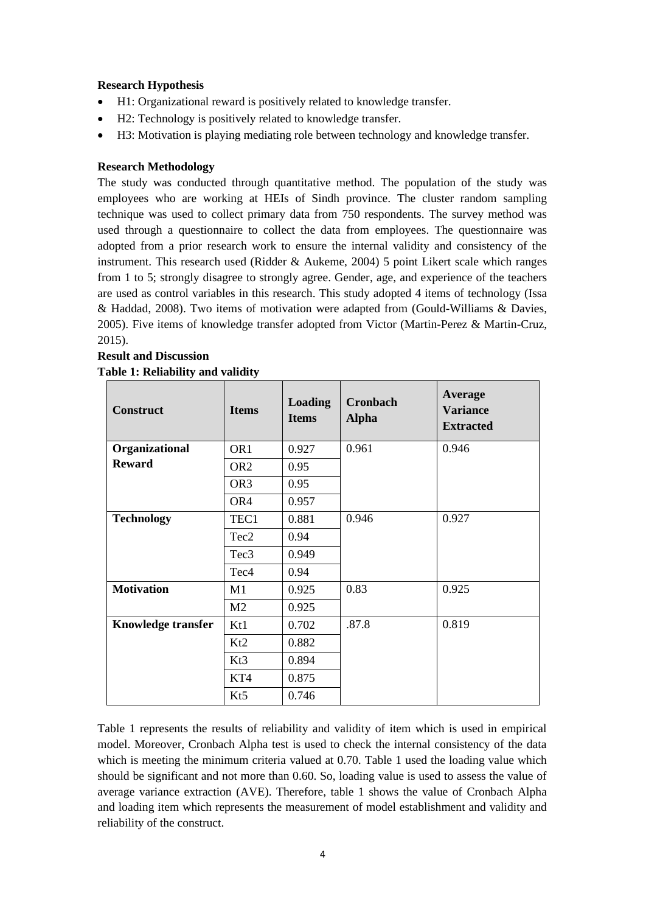**Research Hypothesis**

- H1: Organizational reward is positively related to knowledge transfer.
- H2: Technology is positively related to knowledge transfer.
- H3: Motivation is playing mediating role between technology and knowledge transfer.

**Research Methodology**

The study was conducted through quantitative method. The population of the study was employees who are working at HEIs of Sindh province. The cluster random sampling technique was used to collect primary data from 750 respondents. The survey method was used through a questionnaire to collect the data from employees. The questionnaire was adopted from a prior research work to ensure the internal validity and consistency of the instrument. This research used (Ridder & Aukeme, 2004) 5 point Likert scale which ranges from 1 to 5; strongly disagree to strongly agree. Gender, age, and experience of the teachers are used as control variables in this research. This study adopted 4 items of technology (Issa & Haddad, 2008). Two items of motivation were adapted from (Gould-Williams & Davies, 2005). Five items of knowledge transfer adopted from Victor (Martin-Perez & Martin-Cruz, 2015).

**Result and Discussion**

**Table 1: Reliability and validity**

| Construct | Items | Loading Items | Cronbach Alpha | Average Variance Extracted |
|---|---|---|---|---|
| **Organizational Reward** | OR1 | 0.927 | 0.961 | 0.946 |
| | OR2 | 0.95 | | |
| | OR3 | 0.95 | | |
| | OR4 | 0.957 | | |
| **Technology** | TEC1 | 0.881 | 0.946 | 0.927 |
| | Tec2 | 0.94 | | |
| | Tec3 | 0.949 | | |
| | Tec4 | 0.94 | | |
| **Motivation** | M1 | 0.925 | 0.83 | 0.925 |
| | M2 | 0.925 | | |
| **Knowledge transfer** | Kt1 | 0.702 | .87.8 | 0.819 |
| | Kt2 | 0.882 | | |
| | Kt3 | 0.894 | | |
| | KT4 | 0.875 | | |
| | Kt5 | 0.746 | | |

Table 1 represents the results of reliability and validity of item which is used in empirical model. Moreover, Cronbach Alpha test is used to check the internal consistency of the data which is meeting the minimum criteria valued at 0.70. Table 1 used the loading value which should be significant and not more than 0.60. So, loading value is used to assess the value of average variance extraction (AVE). Therefore, table 1 shows the value of Cronbach Alpha and loading item which represents the measurement of model establishment and validity and reliability of the construct.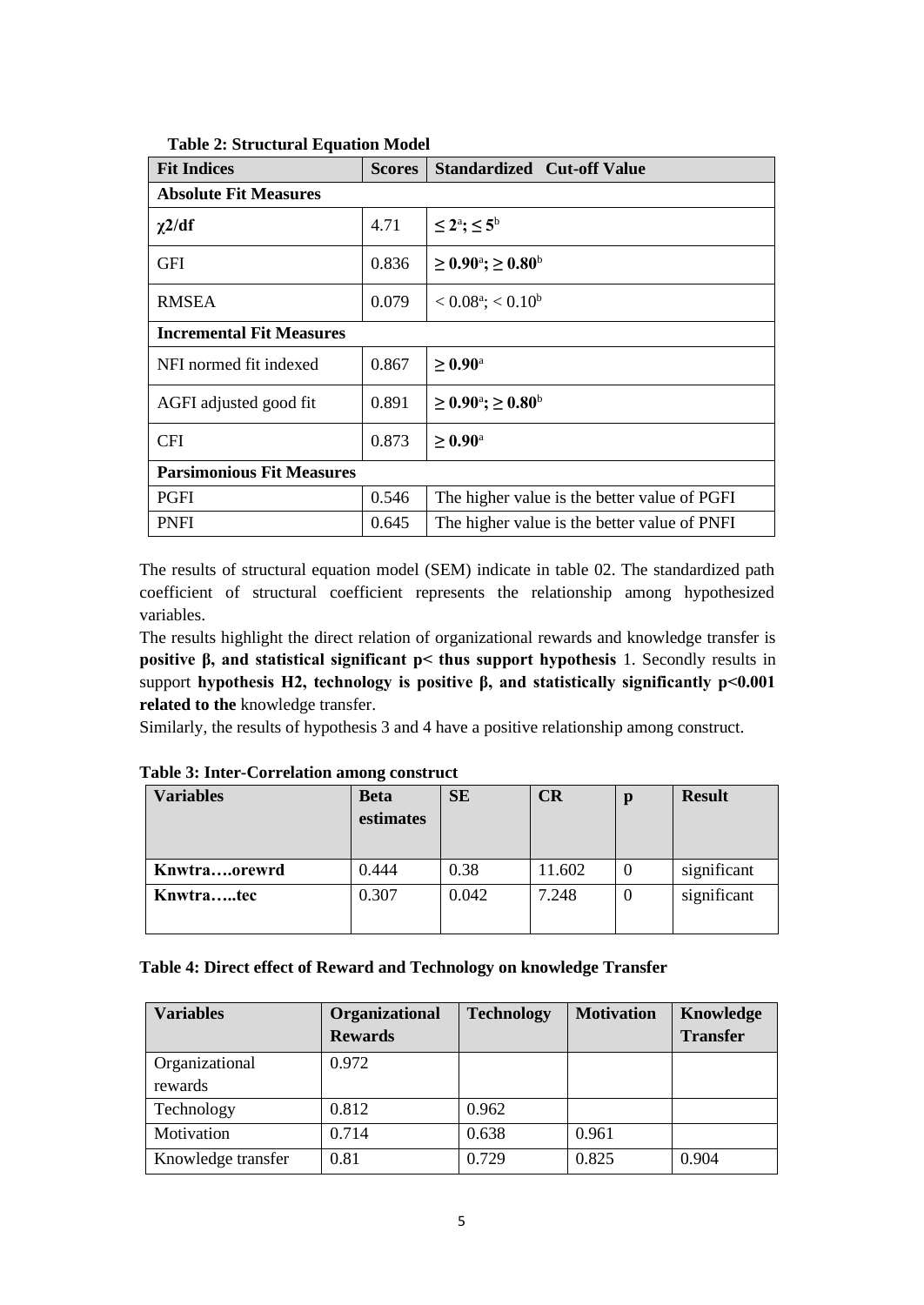**Table 2: Structural Equation Model**

| Fit Indices | Scores | Standardized Cut-off Value |
|---|---|---|
| **Absolute Fit Measures** | | |
| $\chi 2$/df | 4.71 | $\leq 2^a$; $\leq 5^b$ |
| GFI | 0.836 | $\geq 0.90^a$; $\geq 0.80^b$ |
| RMSEA | 0.079 | $< 0.08^a$; $< 0.10^b$ |
| **Incremental Fit Measures** | | |
| NFI normed fit indexed | 0.867 | $\geq 0.90^a$ |
| AGFI adjusted good fit | 0.891 | $\geq 0.90^a$; $\geq 0.80^b$ |
| CFI | 0.873 | $\geq 0.90^a$ |
| **Parsimonious Fit Measures** | | |
| PGFI | 0.546 | The higher value is the better value of PGFI |
| PNFI | 0.645 | The higher value is the better value of PNFI |

The results of structural equation model (SEM) indicate in table 02. The standardized path coefficient of structural coefficient represents the relationship among hypothesized variables.

The results highlight the direct relation of organizational rewards and knowledge transfer is **positive β, and statistical significant p< thus support hypothesis** 1. Secondly results in support **hypothesis H2, technology is positive β, and statistically significantly $p<0.001$ related to the** knowledge transfer.

Similarly, the results of hypothesis 3 and 4 have a positive relationship among construct.

**Table 3: Inter-Correlation among construct**

| Variables | Beta estimates | SE | CR | p | Result |
|---|---|---|---|---|---|
| **Knwtra….orewrd** | 0.444 | 0.38 | 11.602 | 0 | significant |
| **Knwtra…..tec** | 0.307 | 0.042 | 7.248 | 0 | significant |

**Table 4: Direct effect of Reward and Technology on knowledge Transfer**

| Variables | Organizational Rewards | Technology | Motivation | Knowledge Transfer |
|---|---|---|---|---|
| Organizational rewards | 0.972 | | | |
| Technology | 0.812 | 0.962 | | |
| Motivation | 0.714 | 0.638 | 0.961 | |
| Knowledge transfer | 0.81 | 0.729 | 0.825 | 0.904 |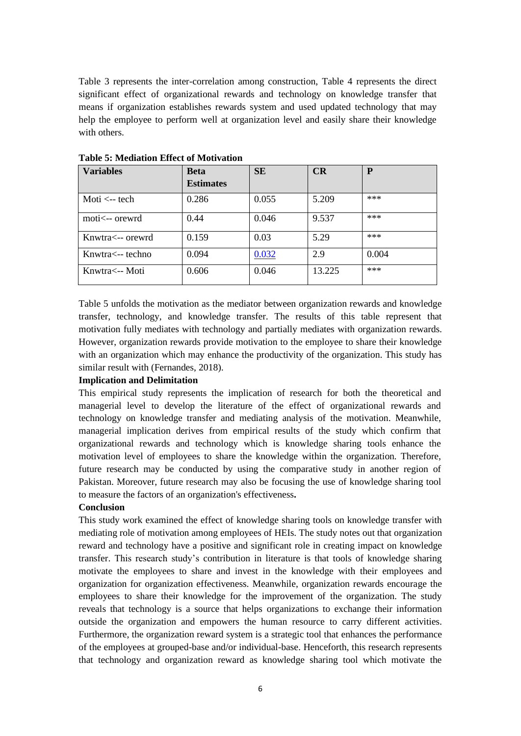Table 3 represents the inter-correlation among construction, Table 4 represents the direct significant effect of organizational rewards and technology on knowledge transfer that means if organization establishes rewards system and used updated technology that may help the employee to perform well at organization level and easily share their knowledge with others.

**Table 5: Mediation Effect of Motivation**

| Variables | Beta Estimates | SE | CR | P |
|---|---|---|---|---|
| Moti <-- tech | 0.286 | 0.055 | 5.209 | *** |
| moti<-- orewrd | 0.44 | 0.046 | 9.537 | *** |
| Knwtra<-- orewrd | 0.159 | 0.03 | 5.29 | *** |
| Knwtra<-- techno | 0.094 | 0.032 | 2.9 | 0.004 |
| Knwtra<-- Moti | 0.606 | 0.046 | 13.225 | *** |

Table 5 unfolds the motivation as the mediator between organization rewards and knowledge transfer, technology, and knowledge transfer. The results of this table represent that motivation fully mediates with technology and partially mediates with organization rewards. However, organization rewards provide motivation to the employee to share their knowledge with an organization which may enhance the productivity of the organization. This study has similar result with (Fernandes, 2018).

**Implication and Delimitation**

This empirical study represents the implication of research for both the theoretical and managerial level to develop the literature of the effect of organizational rewards and technology on knowledge transfer and mediating analysis of the motivation. Meanwhile, managerial implication derives from empirical results of the study which confirm that organizational rewards and technology which is knowledge sharing tools enhance the motivation level of employees to share the knowledge within the organization. Therefore, future research may be conducted by using the comparative study in another region of Pakistan. Moreover, future research may also be focusing the use of knowledge sharing tool to measure the factors of an organization's effectiveness**.**

**Conclusion**

This study work examined the effect of knowledge sharing tools on knowledge transfer with mediating role of motivation among employees of HEIs. The study notes out that organization reward and technology have a positive and significant role in creating impact on knowledge transfer. This research study's contribution in literature is that tools of knowledge sharing motivate the employees to share and invest in the knowledge with their employees and organization for organization effectiveness. Meanwhile, organization rewards encourage the employees to share their knowledge for the improvement of the organization. The study reveals that technology is a source that helps organizations to exchange their information outside the organization and empowers the human resource to carry different activities. Furthermore, the organization reward system is a strategic tool that enhances the performance of the employees at grouped-base and/or individual-base. Henceforth, this research represents that technology and organization reward as knowledge sharing tool which motivate the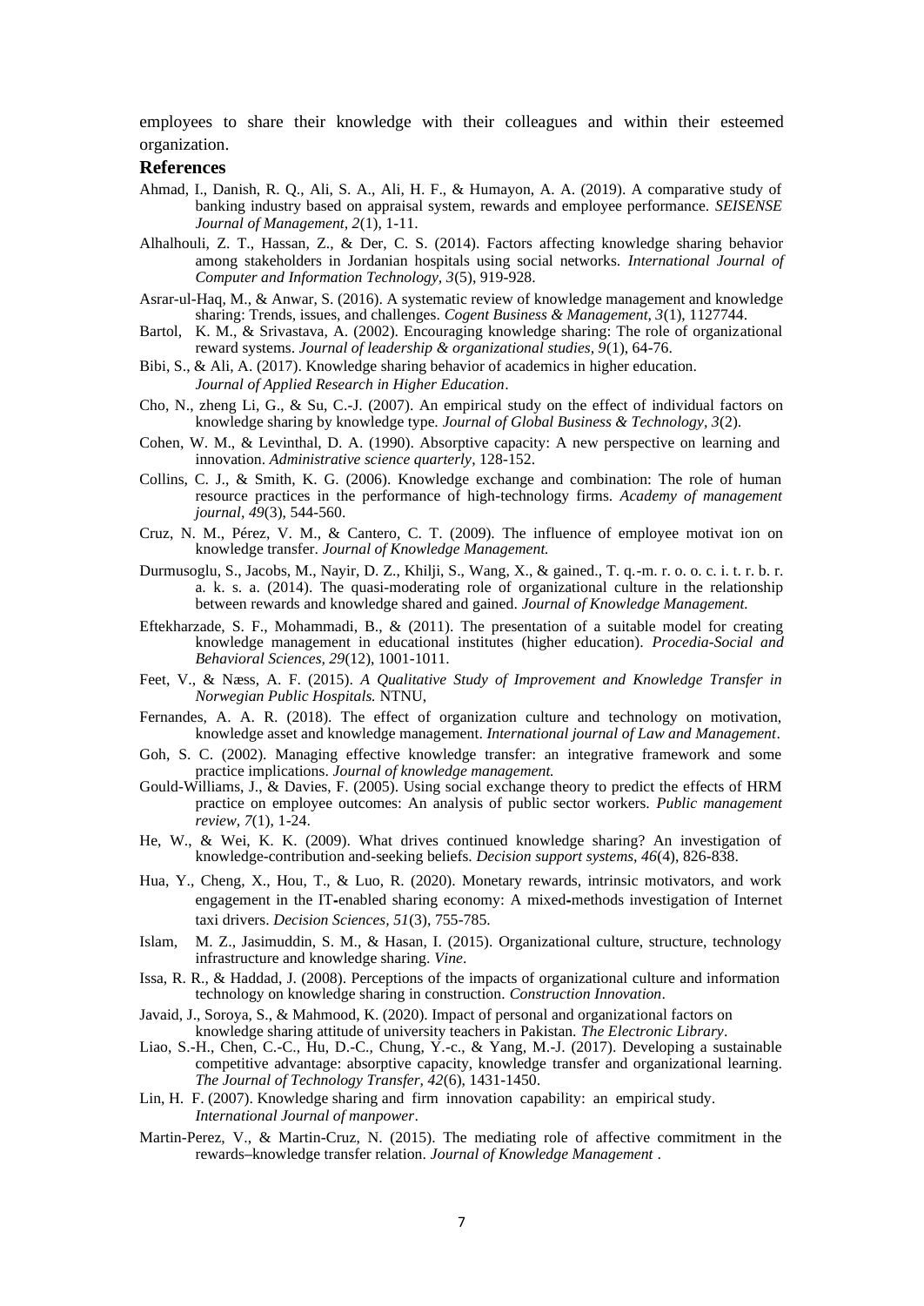employees to share their knowledge with their colleagues and within their esteemed organization.

## References

Ahmad, I., Danish, R. Q., Ali, S. A., Ali, H. F., & Humayon, A. A. (2019). A comparative study of banking industry based on appraisal system, rewards and employee performance. *SEISENSE Journal of Management, 2*(1), 1-11.

Alhalhouli, Z. T., Hassan, Z., & Der, C. S. (2014). Factors affecting knowledge sharing behavior among stakeholders in Jordanian hospitals using social networks. *International Journal of Computer and Information Technology, 3*(5), 919-928.

Asrar-ul-Haq, M., & Anwar, S. (2016). A systematic review of knowledge management and knowledge sharing: Trends, issues, and challenges. *Cogent Business & Management, 3*(1), 1127744.

Bartol, K. M., & Srivastava, A. (2002). Encouraging knowledge sharing: The role of organizational reward systems. *Journal of leadership & organizational studies, 9*(1), 64-76.

Bibi, S., & Ali, A. (2017). Knowledge sharing behavior of academics in higher education. *Journal of Applied Research in Higher Education*.

Cho, N., zheng Li, G., & Su, C.-J. (2007). An empirical study on the effect of individual factors on knowledge sharing by knowledge type. *Journal of Global Business & Technology, 3*(2).

Cohen, W. M., & Levinthal, D. A. (1990). Absorptive capacity: A new perspective on learning and innovation. *Administrative science quarterly*, 128-152.

Collins, C. J., & Smith, K. G. (2006). Knowledge exchange and combination: The role of human resource practices in the performance of high-technology firms. *Academy of management journal, 49*(3), 544-560.

Cruz, N. M., Pérez, V. M., & Cantero, C. T. (2009). The influence of employee motivat ion on knowledge transfer. *Journal of Knowledge Management.*

Durmusoglu, S., Jacobs, M., Nayir, D. Z., Khilji, S., Wang, X., & gained., T. q.-m. r. o. o. c. i. t. r. b. r. a. k. s. a. (2014). The quasi-moderating role of organizational culture in the relationship between rewards and knowledge shared and gained. *Journal of Knowledge Management.*

Eftekharzade, S. F., Mohammadi, B., & (2011). The presentation of a suitable model for creating knowledge management in educational institutes (higher education). *Procedia-Social and Behavioral Sciences, 29*(12), 1001-1011.

Feet, V., & Næss, A. F. (2015). *A Qualitative Study of Improvement and Knowledge Transfer in Norwegian Public Hospitals.* NTNU,

Fernandes, A. A. R. (2018). The effect of organization culture and technology on motivation, knowledge asset and knowledge management. *International journal of Law and Management*.

Goh, S. C. (2002). Managing effective knowledge transfer: an integrative framework and some practice implications. *Journal of knowledge management.*

Gould-Williams, J., & Davies, F. (2005). Using social exchange theory to predict the effects of HRM practice on employee outcomes: An analysis of public sector workers. *Public management review, 7*(1), 1-24.

He, W., & Wei, K. K. (2009). What drives continued knowledge sharing? An investigation of knowledge-contribution and-seeking beliefs. *Decision support systems, 46*(4), 826-838.

Hua, Y., Cheng, X., Hou, T., & Luo, R. (2020). Monetary rewards, intrinsic motivators, and work engagement in the IT-enabled sharing economy: A mixed-methods investigation of Internet taxi drivers. *Decision Sciences, 51*(3), 755-785.

Islam, M. Z., Jasimuddin, S. M., & Hasan, I. (2015). Organizational culture, structure, technology infrastructure and knowledge sharing. *Vine*.

Issa, R. R., & Haddad, J. (2008). Perceptions of the impacts of organizational culture and information technology on knowledge sharing in construction. *Construction Innovation*.

Javaid, J., Soroya, S., & Mahmood, K. (2020). Impact of personal and organizational factors on knowledge sharing attitude of university teachers in Pakistan. *The Electronic Library*.

Liao, S.-H., Chen, C.-C., Hu, D.-C., Chung, Y.-c., & Yang, M.-J. (2017). Developing a sustainable competitive advantage: absorptive capacity, knowledge transfer and organizational learning. *The Journal of Technology Transfer, 42*(6), 1431-1450.

Lin, H. F. (2007). Knowledge sharing and firm innovation capability: an empirical study. *International Journal of manpower*.

Martin-Perez, V., & Martin-Cruz, N. (2015). The mediating role of affective commitment in the rewards–knowledge transfer relation. *Journal of Knowledge Management* .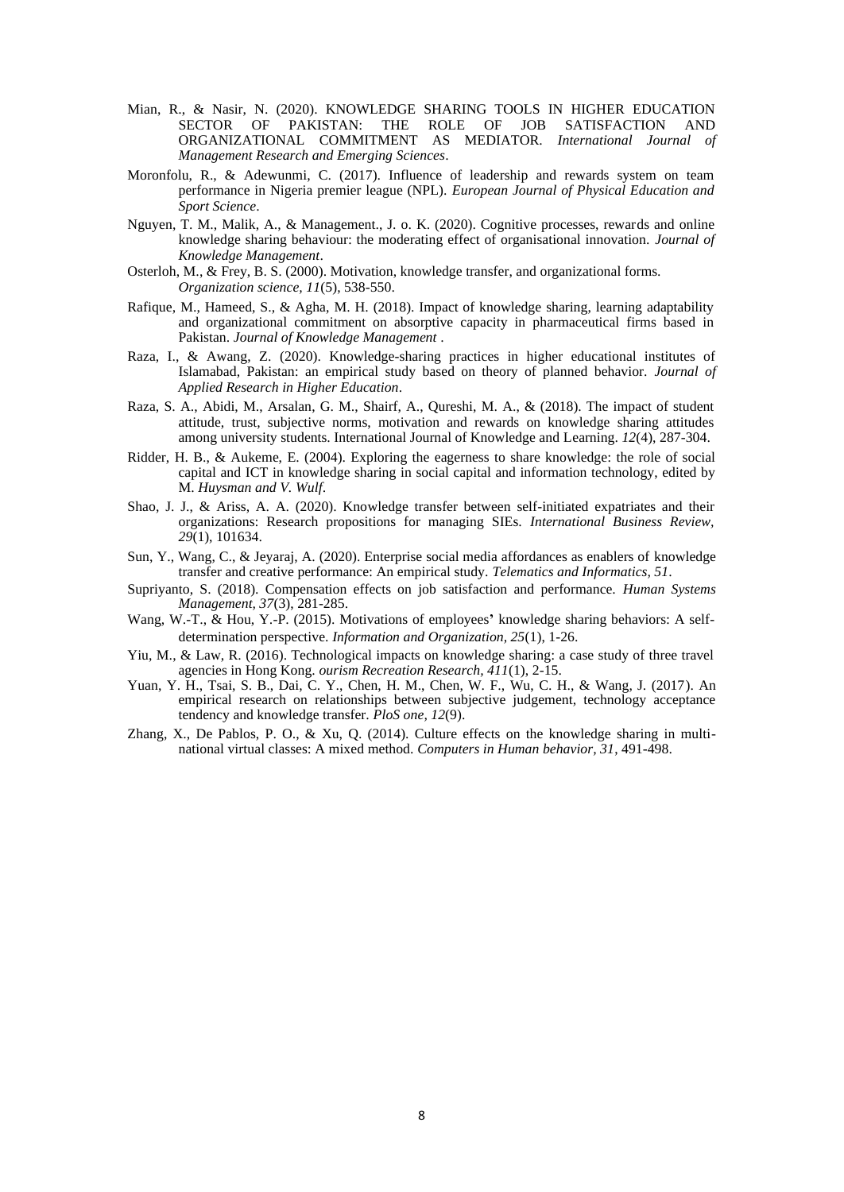Mian, R., & Nasir, N. (2020). KNOWLEDGE SHARING TOOLS IN HIGHER EDUCATION SECTOR OF PAKISTAN: THE ROLE OF JOB SATISFACTION AND ORGANIZATIONAL COMMITMENT AS MEDIATOR. *International Journal of Management Research and Emerging Sciences*.

Moronfolu, R., & Adewunmi, C. (2017). Influence of leadership and rewards system on team performance in Nigeria premier league (NPL). *European Journal of Physical Education and Sport Science*.

Nguyen, T. M., Malik, A., & Management., J. o. K. (2020). Cognitive processes, rewards and online knowledge sharing behaviour: the moderating effect of organisational innovation. *Journal of Knowledge Management*.

Osterloh, M., & Frey, B. S. (2000). Motivation, knowledge transfer, and organizational forms. *Organization science, 11*(5), 538-550.

Rafique, M., Hameed, S., & Agha, M. H. (2018). Impact of knowledge sharing, learning adaptability and organizational commitment on absorptive capacity in pharmaceutical firms based in Pakistan. *Journal of Knowledge Management* .

Raza, I., & Awang, Z. (2020). Knowledge-sharing practices in higher educational institutes of Islamabad, Pakistan: an empirical study based on theory of planned behavior. *Journal of Applied Research in Higher Education*.

Raza, S. A., Abidi, M., Arsalan, G. M., Shairf, A., Qureshi, M. A., & (2018). The impact of student attitude, trust, subjective norms, motivation and rewards on knowledge sharing attitudes among university students. International Journal of Knowledge and Learning. *12*(4), 287-304.

Ridder, H. B., & Aukeme, E. (2004). Exploring the eagerness to share knowledge: the role of social capital and ICT in knowledge sharing in social capital and information technology, edited by M. *Huysman and V. Wulf*.

Shao, J. J., & Ariss, A. A. (2020). Knowledge transfer between self-initiated expatriates and their organizations: Research propositions for managing SIEs. *International Business Review, 29*(1), 101634.

Sun, Y., Wang, C., & Jeyaraj, A. (2020). Enterprise social media affordances as enablers of knowledge transfer and creative performance: An empirical study. *Telematics and Informatics, 51*.

Supriyanto, S. (2018). Compensation effects on job satisfaction and performance. *Human Systems Management, 37*(3), 281-285.

Wang, W.-T., & Hou, Y.-P. (2015). Motivations of employees' knowledge sharing behaviors: A self-determination perspective. *Information and Organization, 25*(1), 1-26.

Yiu, M., & Law, R. (2016). Technological impacts on knowledge sharing: a case study of three travel agencies in Hong Kong. *ourism Recreation Research, 411*(1), 2-15.

Yuan, Y. H., Tsai, S. B., Dai, C. Y., Chen, H. M., Chen, W. F., Wu, C. H., & Wang, J. (2017). An empirical research on relationships between subjective judgement, technology acceptance tendency and knowledge transfer. *PloS one, 12*(9).

Zhang, X., De Pablos, P. O., & Xu, Q. (2014). Culture effects on the knowledge sharing in multi-national virtual classes: A mixed method. *Computers in Human behavior, 31*, 491-498.